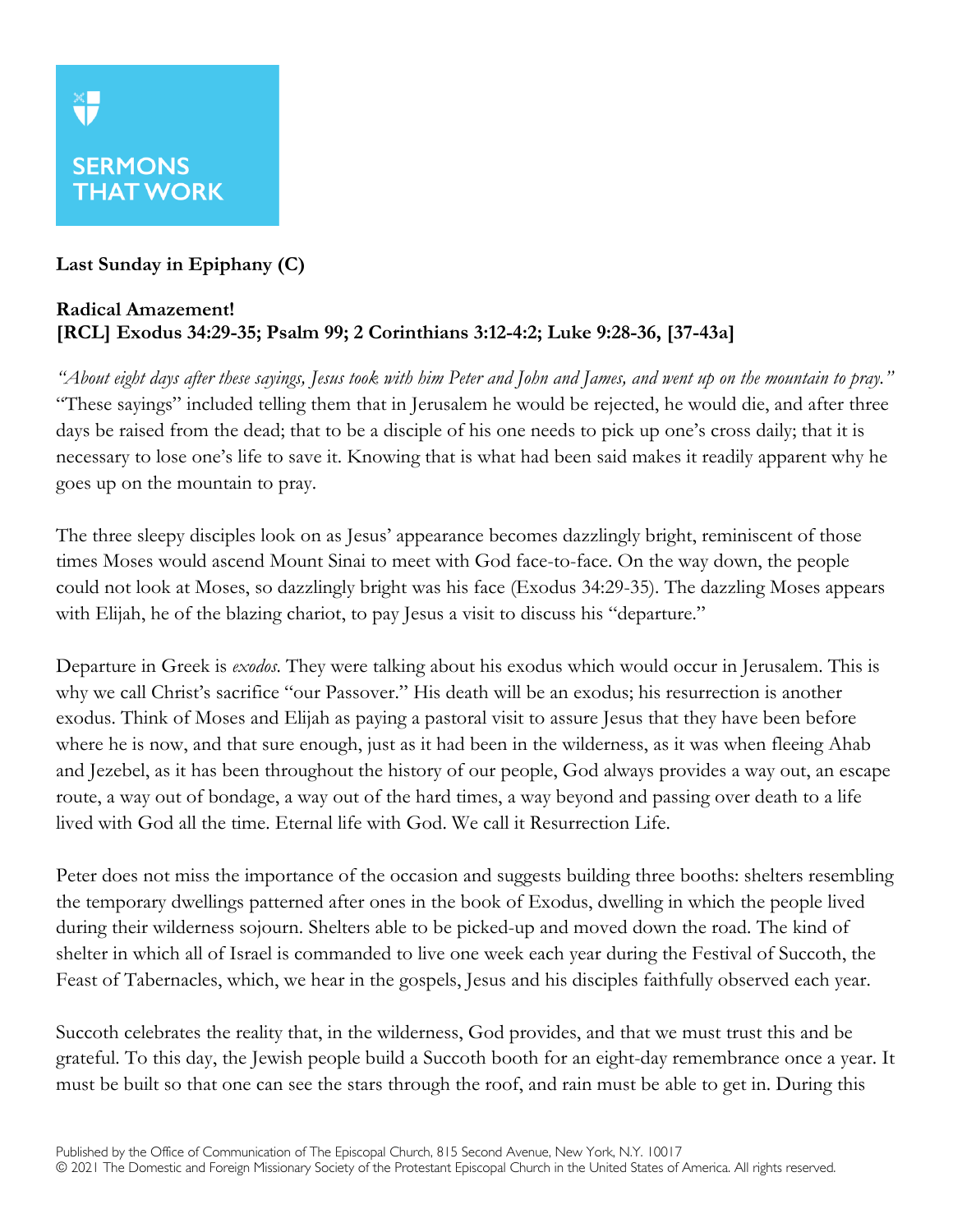**SERMONS THAT WORK**

**Last Sunday in Epiphany (C)**

**Radical Amazement!**
**[RCL] Exodus 34:29-35; Psalm 99; 2 Corinthians 3:12-4:2; Luke 9:28-36, [37-43a]**

*"About eight days after these sayings, Jesus took with him Peter and John and James, and went up on the mountain to pray."* "These sayings" included telling them that in Jerusalem he would be rejected, he would die, and after three days be raised from the dead; that to be a disciple of his one needs to pick up one's cross daily; that it is necessary to lose one's life to save it. Knowing that is what had been said makes it readily apparent why he goes up on the mountain to pray.

The three sleepy disciples look on as Jesus' appearance becomes dazzlingly bright, reminiscent of those times Moses would ascend Mount Sinai to meet with God face-to-face. On the way down, the people could not look at Moses, so dazzlingly bright was his face (Exodus 34:29-35). The dazzling Moses appears with Elijah, he of the blazing chariot, to pay Jesus a visit to discuss his "departure."

Departure in Greek is *exodos*. They were talking about his exodus which would occur in Jerusalem. This is why we call Christ's sacrifice "our Passover." His death will be an exodus; his resurrection is another exodus. Think of Moses and Elijah as paying a pastoral visit to assure Jesus that they have been before where he is now, and that sure enough, just as it had been in the wilderness, as it was when fleeing Ahab and Jezebel, as it has been throughout the history of our people, God always provides a way out, an escape route, a way out of bondage, a way out of the hard times, a way beyond and passing over death to a life lived with God all the time. Eternal life with God. We call it Resurrection Life.

Peter does not miss the importance of the occasion and suggests building three booths: shelters resembling the temporary dwellings patterned after ones in the book of Exodus, dwelling in which the people lived during their wilderness sojourn. Shelters able to be picked-up and moved down the road. The kind of shelter in which all of Israel is commanded to live one week each year during the Festival of Succoth, the Feast of Tabernacles, which, we hear in the gospels, Jesus and his disciples faithfully observed each year.

Succoth celebrates the reality that, in the wilderness, God provides, and that we must trust this and be grateful. To this day, the Jewish people build a Succoth booth for an eight-day remembrance once a year. It must be built so that one can see the stars through the roof, and rain must be able to get in. During this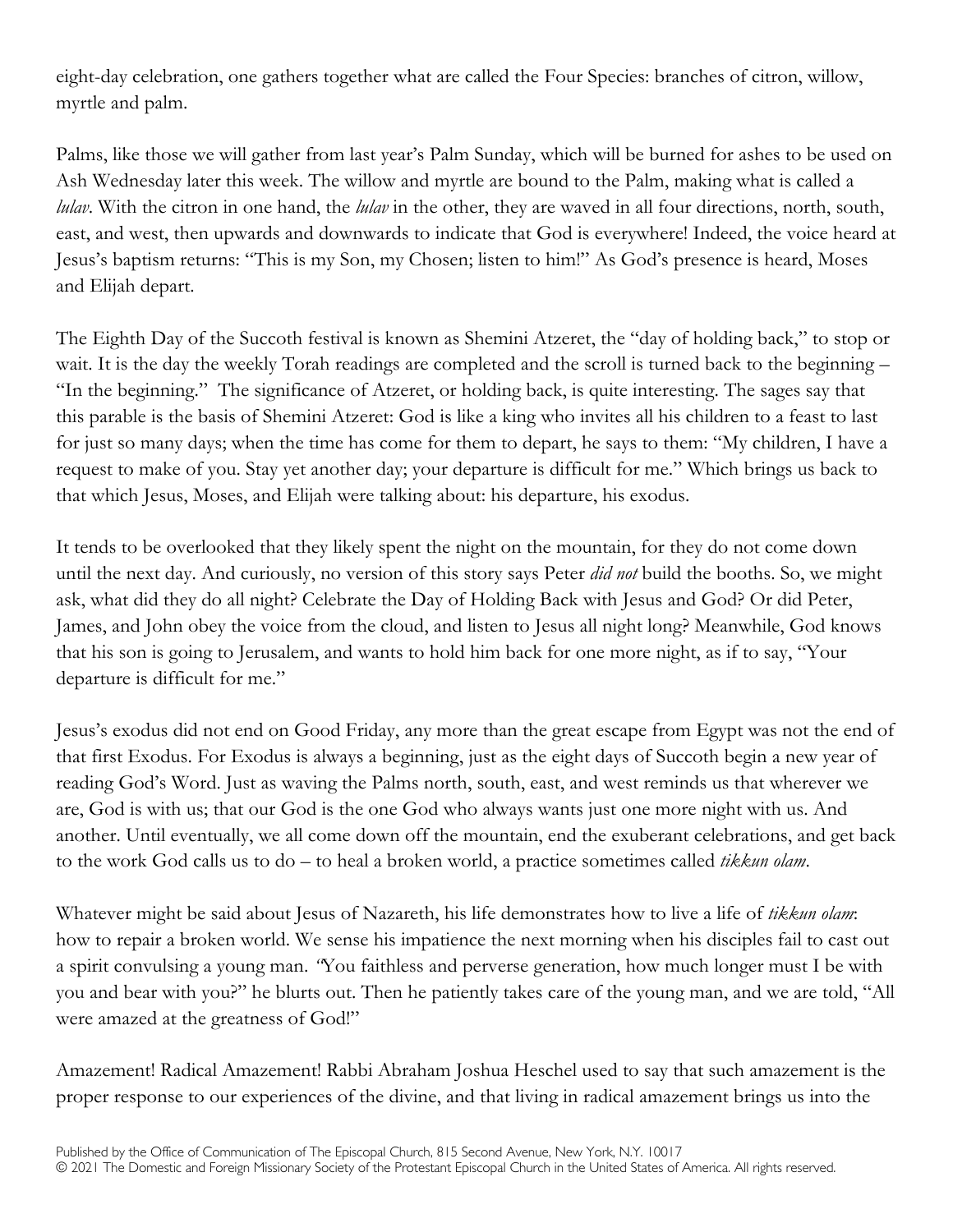eight-day celebration, one gathers together what are called the Four Species: branches of citron, willow, myrtle and palm.

Palms, like those we will gather from last year's Palm Sunday, which will be burned for ashes to be used on Ash Wednesday later this week. The willow and myrtle are bound to the Palm, making what is called a *lulav*. With the citron in one hand, the *lulav* in the other, they are waved in all four directions, north, south, east, and west, then upwards and downwards to indicate that God is everywhere! Indeed, the voice heard at Jesus's baptism returns: "This is my Son, my Chosen; listen to him!" As God's presence is heard, Moses and Elijah depart.

The Eighth Day of the Succoth festival is known as Shemini Atzeret, the "day of holding back," to stop or wait. It is the day the weekly Torah readings are completed and the scroll is turned back to the beginning – "In the beginning." The significance of Atzeret, or holding back, is quite interesting. The sages say that this parable is the basis of Shemini Atzeret: God is like a king who invites all his children to a feast to last for just so many days; when the time has come for them to depart, he says to them: "My children, I have a request to make of you. Stay yet another day; your departure is difficult for me." Which brings us back to that which Jesus, Moses, and Elijah were talking about: his departure, his exodus.

It tends to be overlooked that they likely spent the night on the mountain, for they do not come down until the next day. And curiously, no version of this story says Peter *did not* build the booths. So, we might ask, what did they do all night? Celebrate the Day of Holding Back with Jesus and God? Or did Peter, James, and John obey the voice from the cloud, and listen to Jesus all night long? Meanwhile, God knows that his son is going to Jerusalem, and wants to hold him back for one more night, as if to say, "Your departure is difficult for me."

Jesus's exodus did not end on Good Friday, any more than the great escape from Egypt was not the end of that first Exodus. For Exodus is always a beginning, just as the eight days of Succoth begin a new year of reading God's Word. Just as waving the Palms north, south, east, and west reminds us that wherever we are, God is with us; that our God is the one God who always wants just one more night with us. And another. Until eventually, we all come down off the mountain, end the exuberant celebrations, and get back to the work God calls us to do – to heal a broken world, a practice sometimes called *tikkun olam*.

Whatever might be said about Jesus of Nazareth, his life demonstrates how to live a life of *tikkun olam*: how to repair a broken world. We sense his impatience the next morning when his disciples fail to cast out a spirit convulsing a young man. "You faithless and perverse generation, how much longer must I be with you and bear with you?" he blurts out. Then he patiently takes care of the young man, and we are told, "All were amazed at the greatness of God!"

Amazement! Radical Amazement! Rabbi Abraham Joshua Heschel used to say that such amazement is the proper response to our experiences of the divine, and that living in radical amazement brings us into the

Published by the Office of Communication of The Episcopal Church, 815 Second Avenue, New York, N.Y. 10017
© 2021 The Domestic and Foreign Missionary Society of the Protestant Episcopal Church in the United States of America. All rights reserved.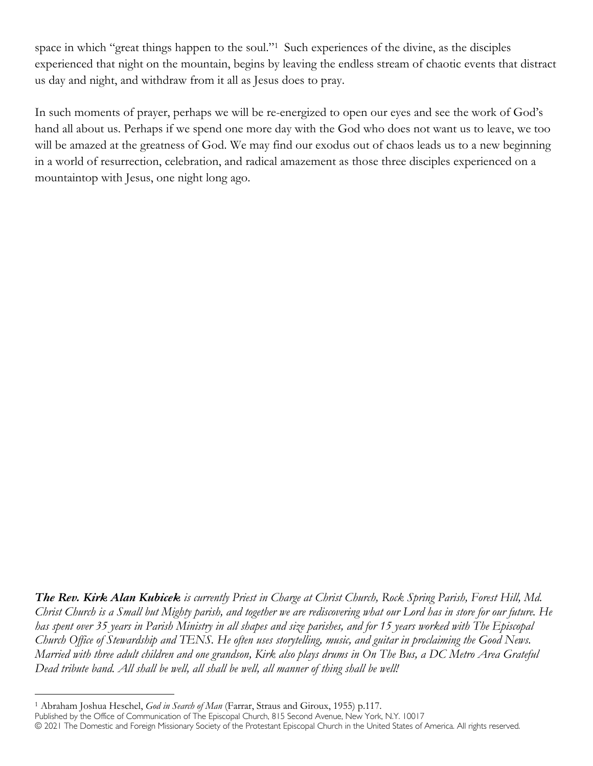space in which "great things happen to the soul."[1] Such experiences of the divine, as the disciples experienced that night on the mountain, begins by leaving the endless stream of chaotic events that distract us day and night, and withdraw from it all as Jesus does to pray.

In such moments of prayer, perhaps we will be re-energized to open our eyes and see the work of God's hand all about us. Perhaps if we spend one more day with the God who does not want us to leave, we too will be amazed at the greatness of God. We may find our exodus out of chaos leads us to a new beginning in a world of resurrection, celebration, and radical amazement as those three disciples experienced on a mountaintop with Jesus, one night long ago.

***The Rev. Kirk Alan Kubicek*** *is currently Priest in Charge at Christ Church, Rock Spring Parish, Forest Hill, Md. Christ Church is a Small but Mighty parish, and together we are rediscovering what our Lord has in store for our future. He has spent over 35 years in Parish Ministry in all shapes and size parishes, and for 15 years worked with The Episcopal Church Office of Stewardship and TENS. He often uses storytelling, music, and guitar in proclaiming the Good News. Married with three adult children and one grandson, Kirk also plays drums in On The Bus, a DC Metro Area Grateful Dead tribute band. All shall be well, all shall be well, all manner of thing shall be well!*

---

[1] Abraham Joshua Heschel, *God in Search of Man* (Farrar, Straus and Giroux, 1955) p.117.

Published by the Office of Communication of The Episcopal Church, 815 Second Avenue, New York, N.Y. 10017

© 2021 The Domestic and Foreign Missionary Society of the Protestant Episcopal Church in the United States of America. All rights reserved.